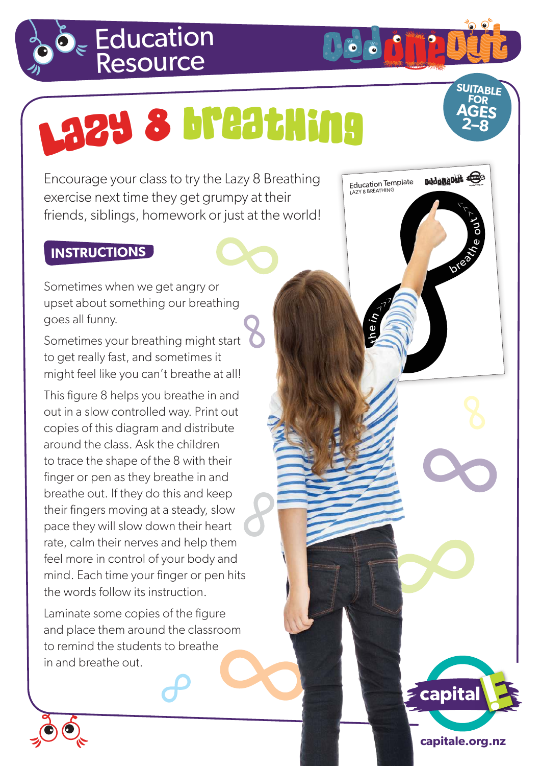# Education Resource

Odd One Out

# Lazy 8 Breathing

SUITABLE FOR AGES 2–8

Encourage your class to try the Lazy 8 Breathing exercise next time they get grumpy at their friends, siblings, homework or just at the world!

## INSTRUCTIONS

Sometimes when we get angry or upset about something our breathing goes all funny.

Sometimes your breathing might start to get really fast, and sometimes it might feel like you can't breathe at all!

This figure 8 helps you breathe in and out in a slow controlled way. Print out copies of this diagram and distribute around the class. Ask the children to trace the shape of the 8 with their finger or pen as they breathe in and breathe out. If they do this and keep their fingers moving at a steady, slow pace they will slow down their heart rate, calm their nerves and help them feel more in control of your body and mind. Each time your finger or pen hits the words follow its instruction.

Laminate some copies of the figure and place them around the classroom to remind the students to breathe in and breathe out.

capitale.org.nz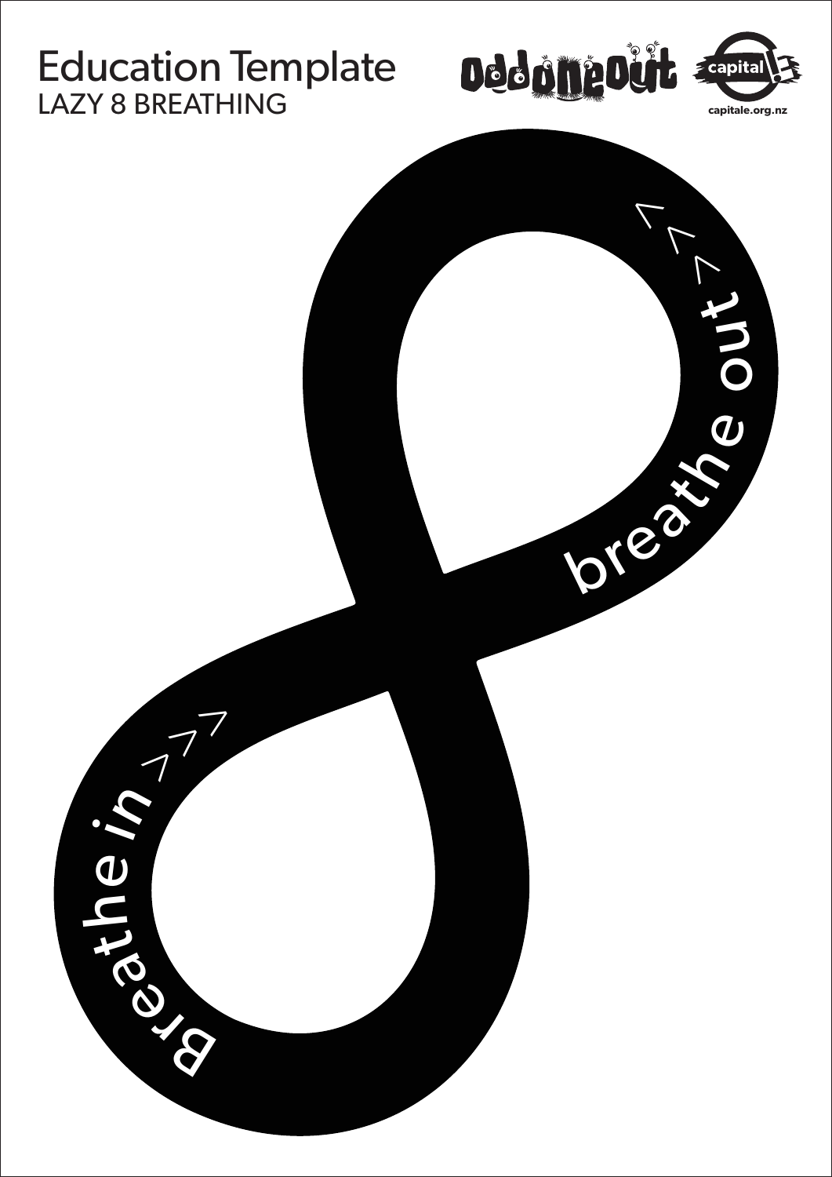# Education Template

LAZY 8 BREATHING

capitale.org.nz

breathe in >>>

breathe out <<<